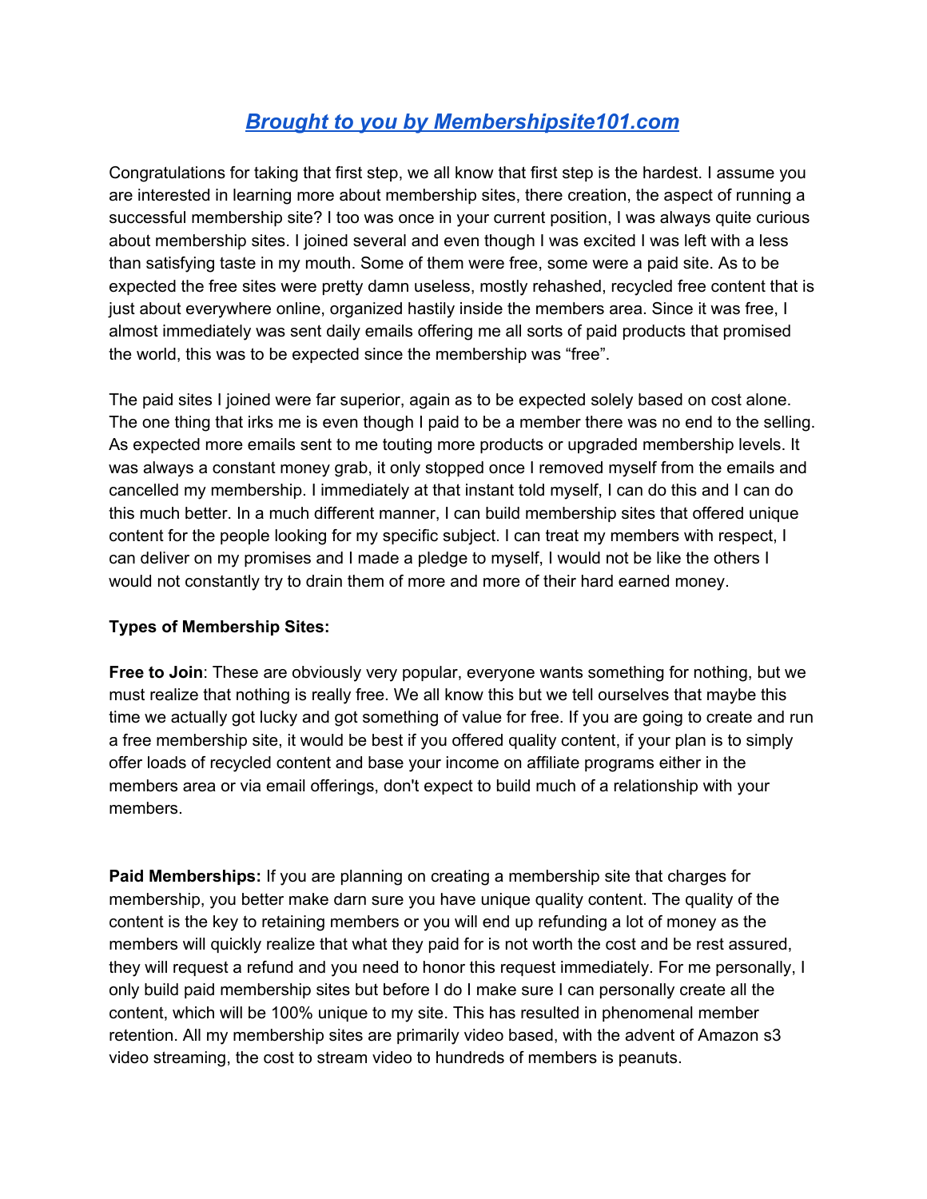## *[Brought to you by Membershipsite101.com](http://Membershipsite101.com)*

Congratulations for taking that first step, we all know that first step is the hardest. I assume you are interested in learning more about membership sites, there creation, the aspect of running a successful membership site? I too was once in your current position, I was always quite curious about membership sites. I joined several and even though I was excited I was left with a less than satisfying taste in my mouth. Some of them were free, some were a paid site. As to be expected the free sites were pretty damn useless, mostly rehashed, recycled free content that is just about everywhere online, organized hastily inside the members area. Since it was free, I almost immediately was sent daily emails offering me all sorts of paid products that promised the world, this was to be expected since the membership was "free".

The paid sites I joined were far superior, again as to be expected solely based on cost alone. The one thing that irks me is even though I paid to be a member there was no end to the selling. As expected more emails sent to me touting more products or upgraded membership levels. It was always a constant money grab, it only stopped once I removed myself from the emails and cancelled my membership. I immediately at that instant told myself, I can do this and I can do this much better. In a much different manner, I can build membership sites that offered unique content for the people looking for my specific subject. I can treat my members with respect, I can deliver on my promises and I made a pledge to myself, I would not be like the others I would not constantly try to drain them of more and more of their hard earned money.

**Types of Membership Sites:**

**Free to Join**: These are obviously very popular, everyone wants something for nothing, but we must realize that nothing is really free. We all know this but we tell ourselves that maybe this time we actually got lucky and got something of value for free. If you are going to create and run a free membership site, it would be best if you offered quality content, if your plan is to simply offer loads of recycled content and base your income on affiliate programs either in the members area or via email offerings, don't expect to build much of a relationship with your members.

**Paid Memberships:** If you are planning on creating a membership site that charges for membership, you better make darn sure you have unique quality content. The quality of the content is the key to retaining members or you will end up refunding a lot of money as the members will quickly realize that what they paid for is not worth the cost and be rest assured, they will request a refund and you need to honor this request immediately. For me personally, I only build paid membership sites but before I do I make sure I can personally create all the content, which will be 100% unique to my site. This has resulted in phenomenal member retention. All my membership sites are primarily video based, with the advent of Amazon s3 video streaming, the cost to stream video to hundreds of members is peanuts.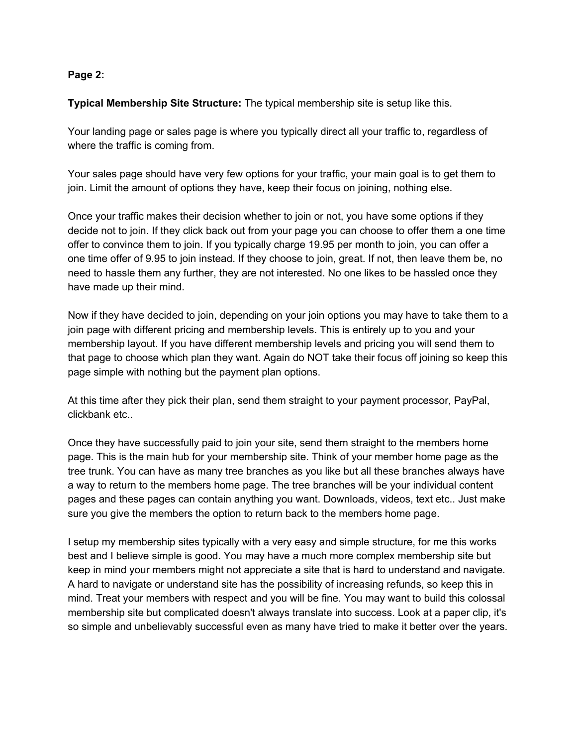**Page 2:**

**Typical Membership Site Structure:** The typical membership site is setup like this.

Your landing page or sales page is where you typically direct all your traffic to, regardless of where the traffic is coming from.

Your sales page should have very few options for your traffic, your main goal is to get them to join. Limit the amount of options they have, keep their focus on joining, nothing else.

Once your traffic makes their decision whether to join or not, you have some options if they decide not to join. If they click back out from your page you can choose to offer them a one time offer to convince them to join. If you typically charge 19.95 per month to join, you can offer a one time offer of 9.95 to join instead. If they choose to join, great. If not, then leave them be, no need to hassle them any further, they are not interested. No one likes to be hassled once they have made up their mind.

Now if they have decided to join, depending on your join options you may have to take them to a join page with different pricing and membership levels. This is entirely up to you and your membership layout. If you have different membership levels and pricing you will send them to that page to choose which plan they want. Again do NOT take their focus off joining so keep this page simple with nothing but the payment plan options.

At this time after they pick their plan, send them straight to your payment processor, PayPal, clickbank etc..

Once they have successfully paid to join your site, send them straight to the members home page. This is the main hub for your membership site. Think of your member home page as the tree trunk. You can have as many tree branches as you like but all these branches always have a way to return to the members home page. The tree branches will be your individual content pages and these pages can contain anything you want. Downloads, videos, text etc.. Just make sure you give the members the option to return back to the members home page.

I setup my membership sites typically with a very easy and simple structure, for me this works best and I believe simple is good. You may have a much more complex membership site but keep in mind your members might not appreciate a site that is hard to understand and navigate. A hard to navigate or understand site has the possibility of increasing refunds, so keep this in mind. Treat your members with respect and you will be fine. You may want to build this colossal membership site but complicated doesn't always translate into success. Look at a paper clip, it's so simple and unbelievably successful even as many have tried to make it better over the years.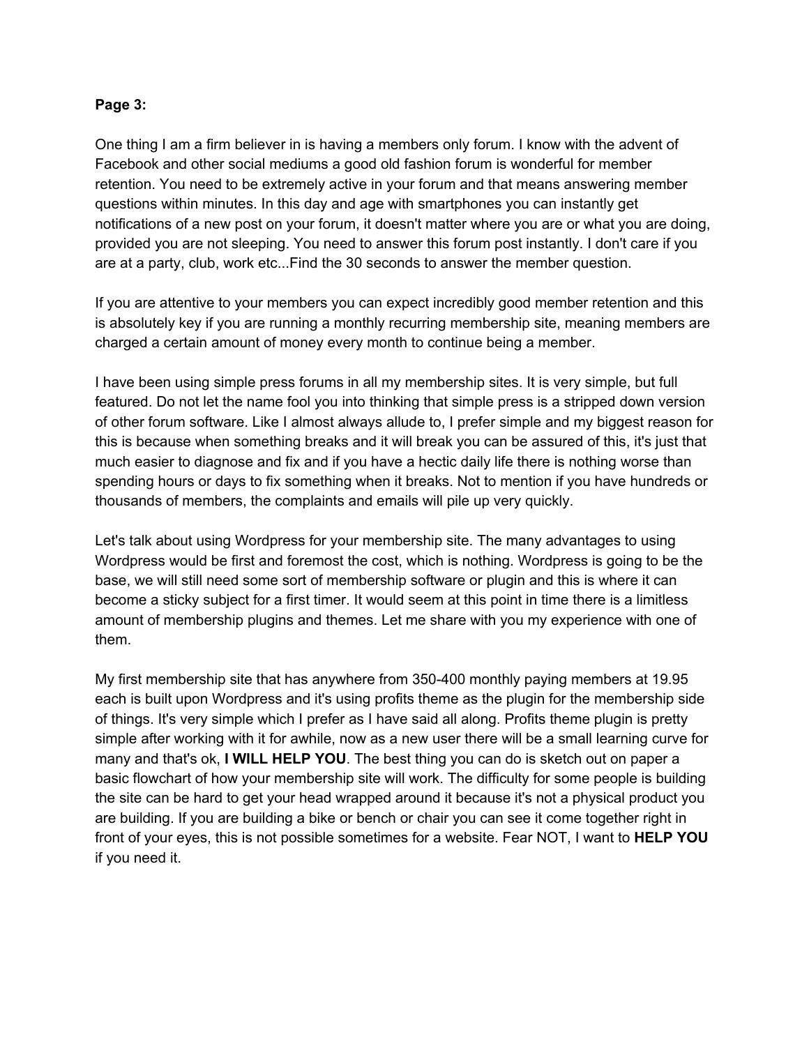**Page 3:**

One thing I am a firm believer in is having a members only forum. I know with the advent of Facebook and other social mediums a good old fashion forum is wonderful for member retention. You need to be extremely active in your forum and that means answering member questions within minutes. In this day and age with smartphones you can instantly get notifications of a new post on your forum, it doesn't matter where you are or what you are doing, provided you are not sleeping. You need to answer this forum post instantly. I don't care if you are at a party, club, work etc...Find the 30 seconds to answer the member question.

If you are attentive to your members you can expect incredibly good member retention and this is absolutely key if you are running a monthly recurring membership site, meaning members are charged a certain amount of money every month to continue being a member.

I have been using simple press forums in all my membership sites. It is very simple, but full featured. Do not let the name fool you into thinking that simple press is a stripped down version of other forum software. Like I almost always allude to, I prefer simple and my biggest reason for this is because when something breaks and it will break you can be assured of this, it's just that much easier to diagnose and fix and if you have a hectic daily life there is nothing worse than spending hours or days to fix something when it breaks. Not to mention if you have hundreds or thousands of members, the complaints and emails will pile up very quickly.

Let's talk about using Wordpress for your membership site. The many advantages to using Wordpress would be first and foremost the cost, which is nothing. Wordpress is going to be the base, we will still need some sort of membership software or plugin and this is where it can become a sticky subject for a first timer. It would seem at this point in time there is a limitless amount of membership plugins and themes. Let me share with you my experience with one of them.

My first membership site that has anywhere from 350-400 monthly paying members at 19.95 each is built upon Wordpress and it's using profits theme as the plugin for the membership side of things. It's very simple which I prefer as I have said all along. Profits theme plugin is pretty simple after working with it for awhile, now as a new user there will be a small learning curve for many and that's ok, **I WILL HELP YOU**. The best thing you can do is sketch out on paper a basic flowchart of how your membership site will work. The difficulty for some people is building the site can be hard to get your head wrapped around it because it's not a physical product you are building. If you are building a bike or bench or chair you can see it come together right in front of your eyes, this is not possible sometimes for a website. Fear NOT, I want to **HELP YOU** if you need it.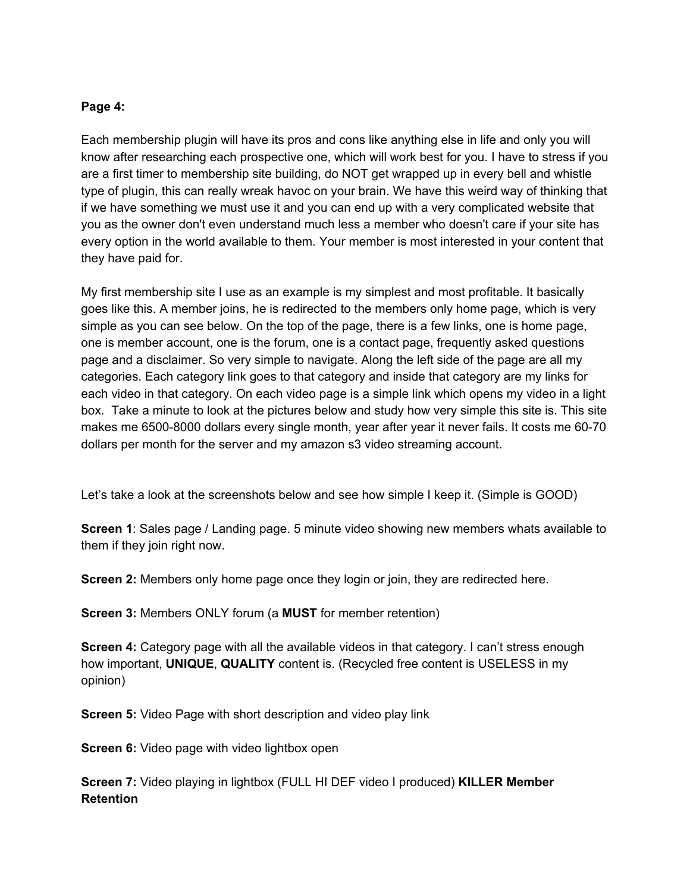**Page 4:**

Each membership plugin will have its pros and cons like anything else in life and only you will know after researching each prospective one, which will work best for you. I have to stress if you are a first timer to membership site building, do NOT get wrapped up in every bell and whistle type of plugin, this can really wreak havoc on your brain. We have this weird way of thinking that if we have something we must use it and you can end up with a very complicated website that you as the owner don't even understand much less a member who doesn't care if your site has every option in the world available to them. Your member is most interested in your content that they have paid for.

My first membership site I use as an example is my simplest and most profitable. It basically goes like this. A member joins, he is redirected to the members only home page, which is very simple as you can see below. On the top of the page, there is a few links, one is home page, one is member account, one is the forum, one is a contact page, frequently asked questions page and a disclaimer. So very simple to navigate. Along the left side of the page are all my categories. Each category link goes to that category and inside that category are my links for each video in that category. On each video page is a simple link which opens my video in a light box. Take a minute to look at the pictures below and study how very simple this site is. This site makes me 6500-8000 dollars every single month, year after year it never fails. It costs me 60-70 dollars per month for the server and my amazon s3 video streaming account.

Let's take a look at the screenshots below and see how simple I keep it. (Simple is GOOD)

**Screen 1**: Sales page / Landing page. 5 minute video showing new members whats available to them if they join right now.

**Screen 2:** Members only home page once they login or join, they are redirected here.

**Screen 3:** Members ONLY forum (a **MUST** for member retention)

**Screen 4:** Category page with all the available videos in that category. I can't stress enough how important, **UNIQUE**, **QUALITY** content is. (Recycled free content is USELESS in my opinion)

**Screen 5:** Video Page with short description and video play link

**Screen 6:** Video page with video lightbox open

**Screen 7:** Video playing in lightbox (FULL HI DEF video I produced) **KILLER Member Retention**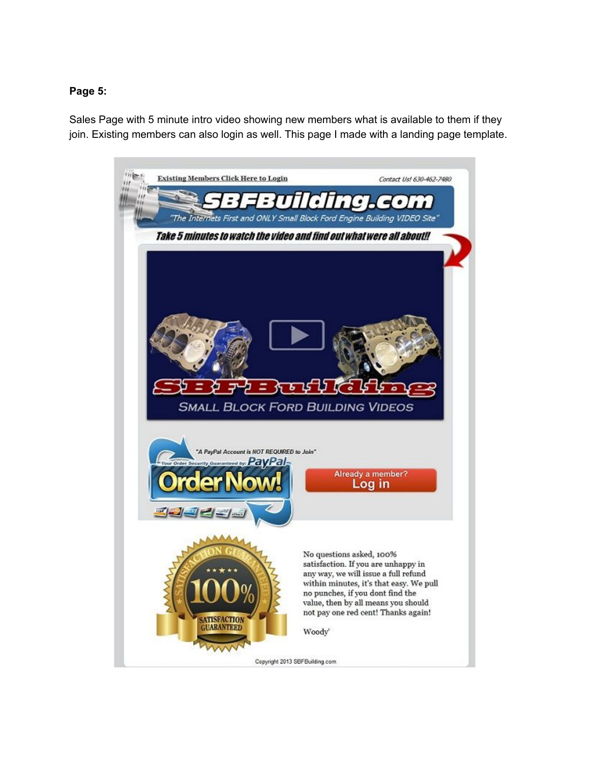**Page 5:**

Sales Page with 5 minute intro video showing new members what is available to them if they join. Existing members can also login as well. This page I made with a landing page template.

Existing Members Click Here to Login

Contact Us! 630-462-7480

# SBFBuilding.com

*"The Internets First and ONLY Small Block Ford Engine Building VIDEO Site"*

**Take 5 minutes to watch the video and find out what were all about!!**

SBFBuilding

SMALL BLOCK FORD BUILDING VIDEOS

"A PayPal Account is NOT REQUIRED to Join"

Your Order Security Guaranteed by: PayPal

**Order Now!**

Already a member? **Log in**

SATISFACTION GUARANTEED 100% SATISFACTION GUARANTEED

No questions asked, 100% satisfaction. If you are unhappy in any way, we will issue a full refund within minutes, it's that easy. We pull no punches, if you dont find the value, then by all means you should not pay one red cent! Thanks again!

Woody'

Copyright 2013 SBFBuilding.com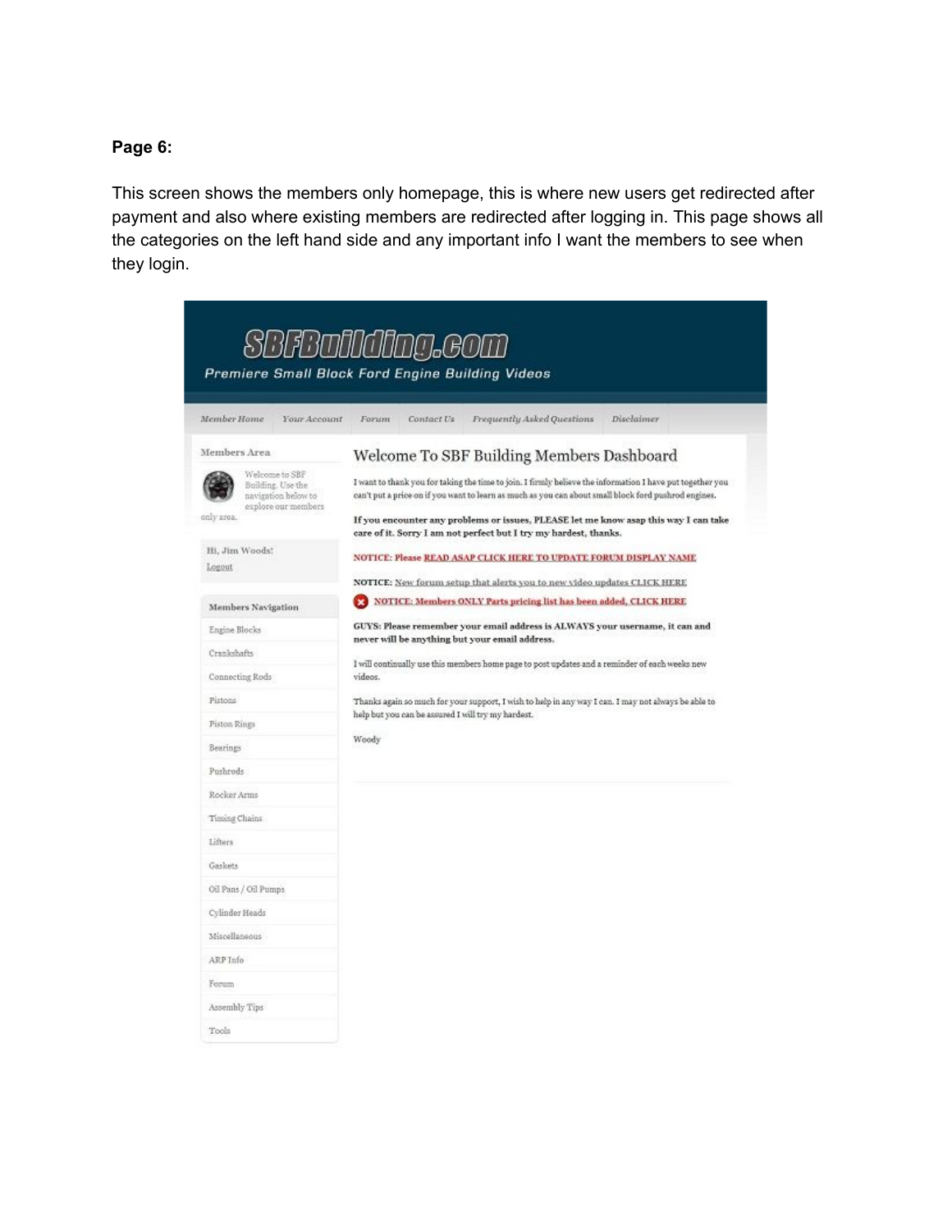**Page 6:**

This screen shows the members only homepage, this is where new users get redirected after payment and also where existing members are redirected after logging in. This page shows all the categories on the left hand side and any important info I want the members to see when they login.

SBFBuilding.com

Premiere Small Block Ford Engine Building Videos

Member Home | Your Account | Forum | Contact Us | Frequently Asked Questions | Disclaimer

Members Area

Welcome to SBF Building. Use the navigation below to explore our members only area.

Hi, Jim Woods!
Logout

Members Navigation

- Engine Blocks
- Crankshafts
- Connecting Rods
- Pistons
- Piston Rings
- Bearings
- Pushrods
- Rocker Arms
- Timing Chains
- Lifters
- Gaskets
- Oil Pans / Oil Pumps
- Cylinder Heads
- Miscellaneous
- ARP Info
- Forum
- Assembly Tips
- Tools

Welcome To SBF Building Members Dashboard

I want to thank you for taking the time to join. I firmly believe the information I have put together you can't put a price on if you want to learn as much as you can about small block ford pushrod engines.

**If you encounter any problems or issues, PLEASE let me know asap this way I can take care of it. Sorry I am not perfect but I try my hardest, thanks.**

**NOTICE: Please READ ASAP CLICK HERE TO UPDATE FORUM DISPLAY NAME**

**NOTICE:** New forum setup that alerts you to new video updates CLICK HERE

NOTICE: Members ONLY Parts pricing list has been added, CLICK HERE

**GUYS: Please remember your email address is ALWAYS your username, it can and never will be anything but your email address.**

I will continually use this members home page to post updates and a reminder of each weeks new videos.

Thanks again so much for your support, I wish to help in any way I can. I may not always be able to help but you can be assured I will try my hardest.

Woody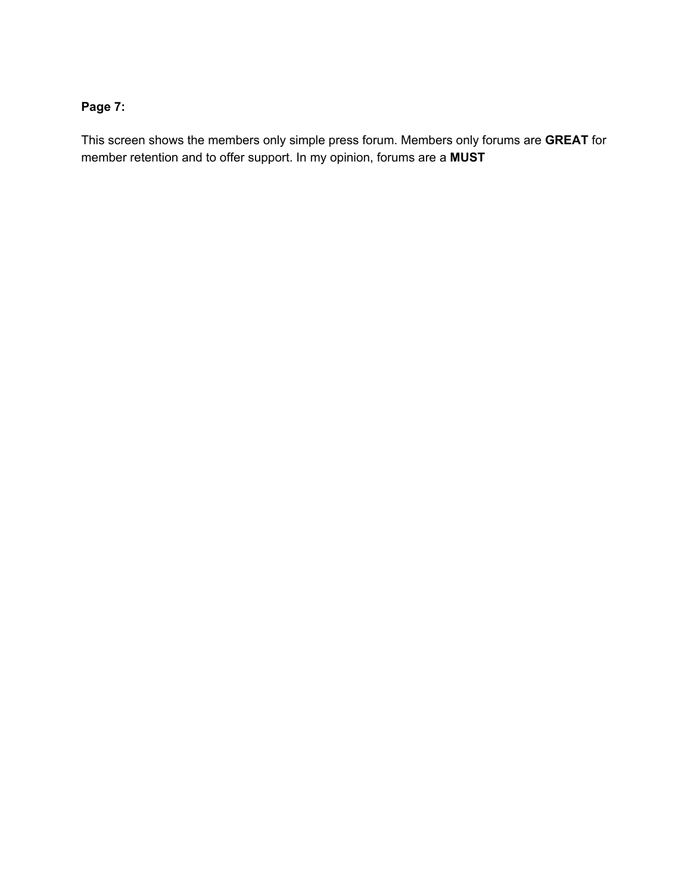**Page 7:**

This screen shows the members only simple press forum. Members only forums are **GREAT** for member retention and to offer support. In my opinion, forums are a **MUST**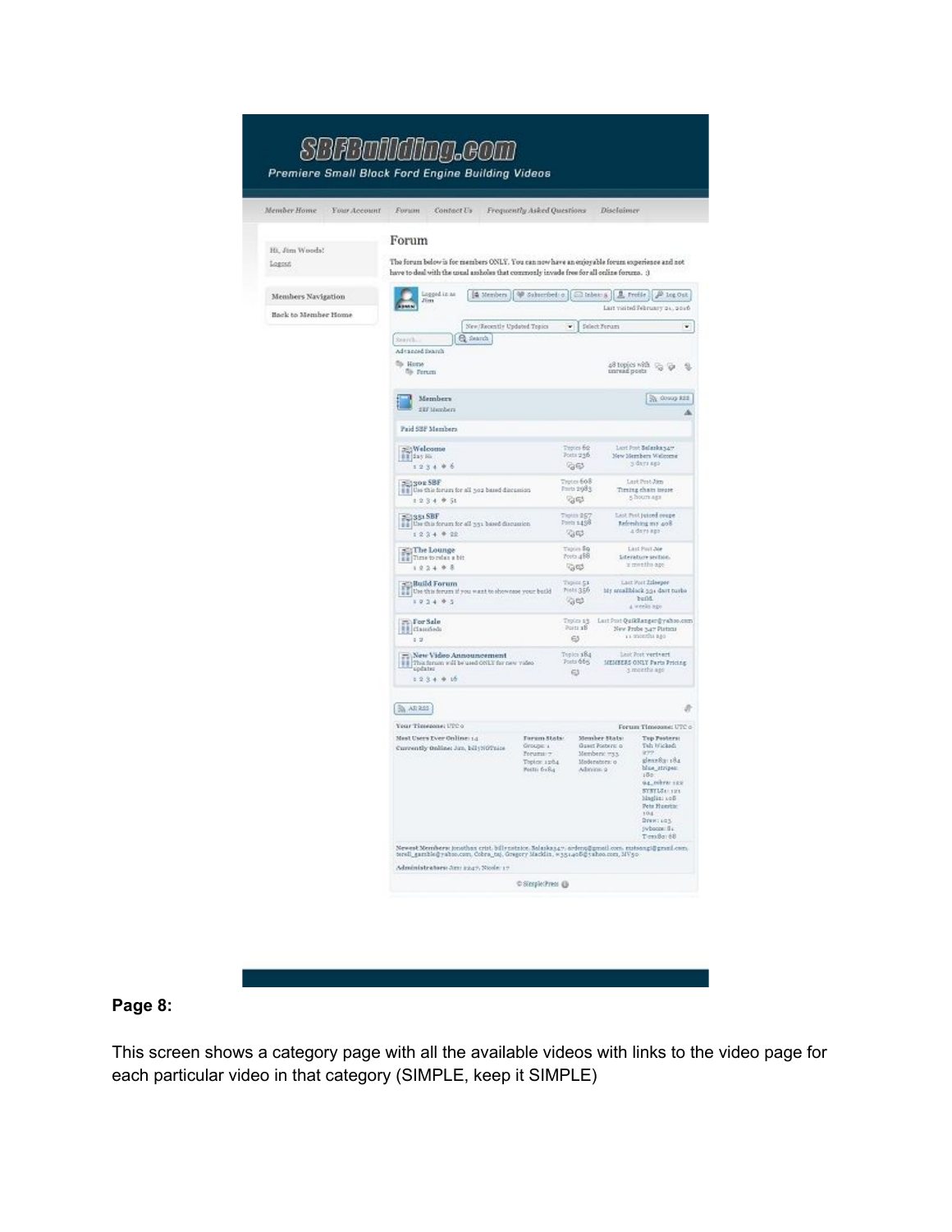**Page 8:**

This screen shows a category page with all the available videos with links to the video page for each particular video in that category (SIMPLE, keep it SIMPLE)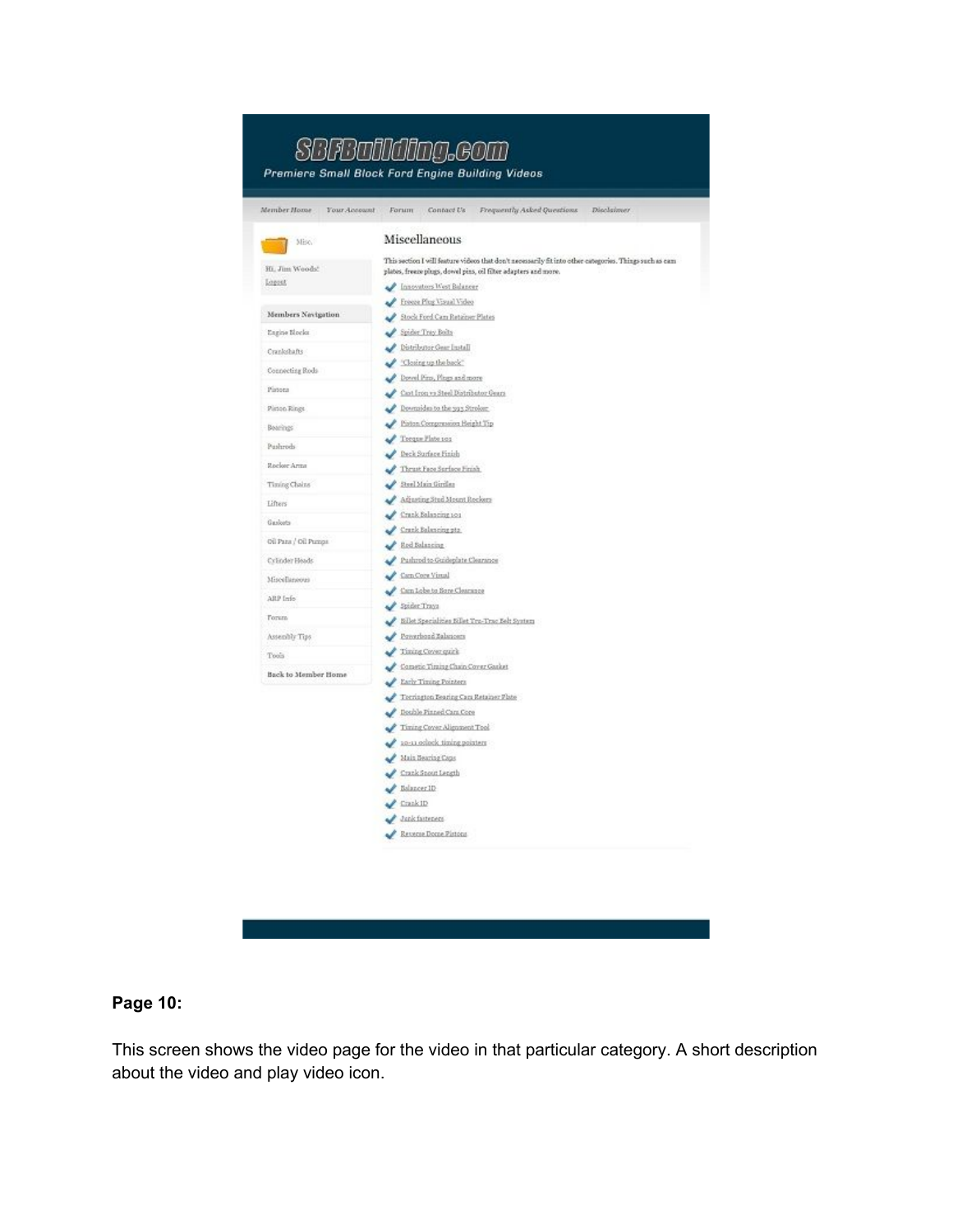**SBFBuilding.com**

*Premiere Small Block Ford Engine Building Videos*

Member Home | Your Account | Forum | Contact Us | Frequently Asked Questions | Disclaimer

Misc.

Hi, Jim Woods!
Logout

**Members Navigation**

- Engine Blocks
- Crankshafts
- Connecting Rods
- Pistons
- Piston Rings
- Bearings
- Pushrods
- Rocker Arms
- Timing Chains
- Lifters
- Gaskets
- Oil Pans / Oil Pumps
- Cylinder Heads
- Miscellaneous
- ARP Info
- Forum
- Assembly Tips
- Tools
- **Back to Member Home**

## Miscellaneous

This section I will feature videos that don't necessarily fit into other categories. Things such as cam plates, freeze plugs, dowel pins, oil filter adapters and more.

- Innovators West Balancer
- Freeze Plug Visual Video
- Stock Ford Cam Retainer Plates
- Spider Tray Bolts
- Distributor Gear Install
- "Closing up the back"
- Dowel Pins, Plugs and more
- Cast Iron vs Steel Distributor Gears
- Downsides to the 393 Stroker
- Piston Compression Height Tip
- Torque Plate 101
- Deck Surface Finish
- Thrust Face Surface Finish
- Steel Main Girdles
- Adjusting Stud Mount Rockers
- Crank Balancing 101
- Crank Balancing pt2
- Rod Balancing
- Pushrod to Guideplate Clearance
- Cam Core Visual
- Cam Lobe to Bore Clearance
- Spider Trays
- Billet Specialties Billet Tru-Trac Belt System
- Powerbond Balancers
- Timing Cover quirk
- Cosmetic Timing Chain Cover Gasket
- Early Timing Pointers
- Torrington Bearing Cam Retainer Plate
- Double Pinned Cam Core
- Timing Cover Alignment Tool
- 10-11 oclock timing pointers
- Main Bearing Caps
- Crank Snout Length
- Balancer ID
- Crank ID
- Junk fasteners
- Reverse Dome Pistons

**Page 10:**

This screen shows the video page for the video in that particular category. A short description about the video and play video icon.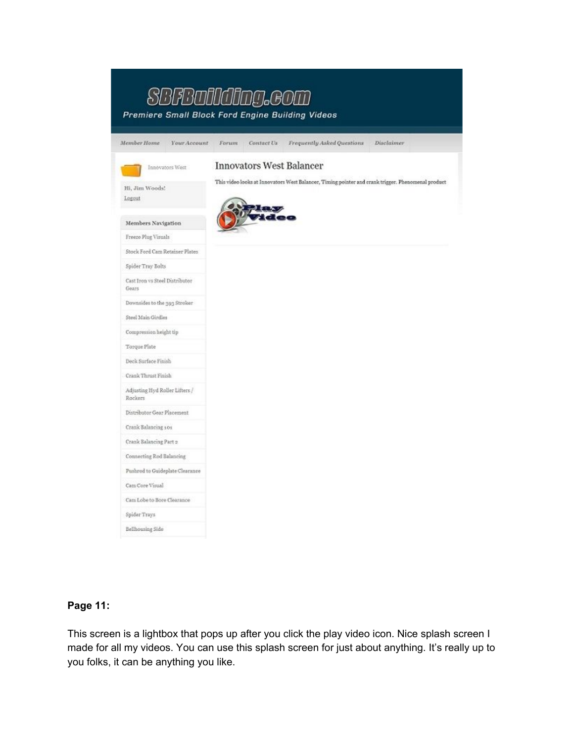**Page 11:**

This screen is a lightbox that pops up after you click the play video icon. Nice splash screen I made for all my videos. You can use this splash screen for just about anything. It's really up to you folks, it can be anything you like.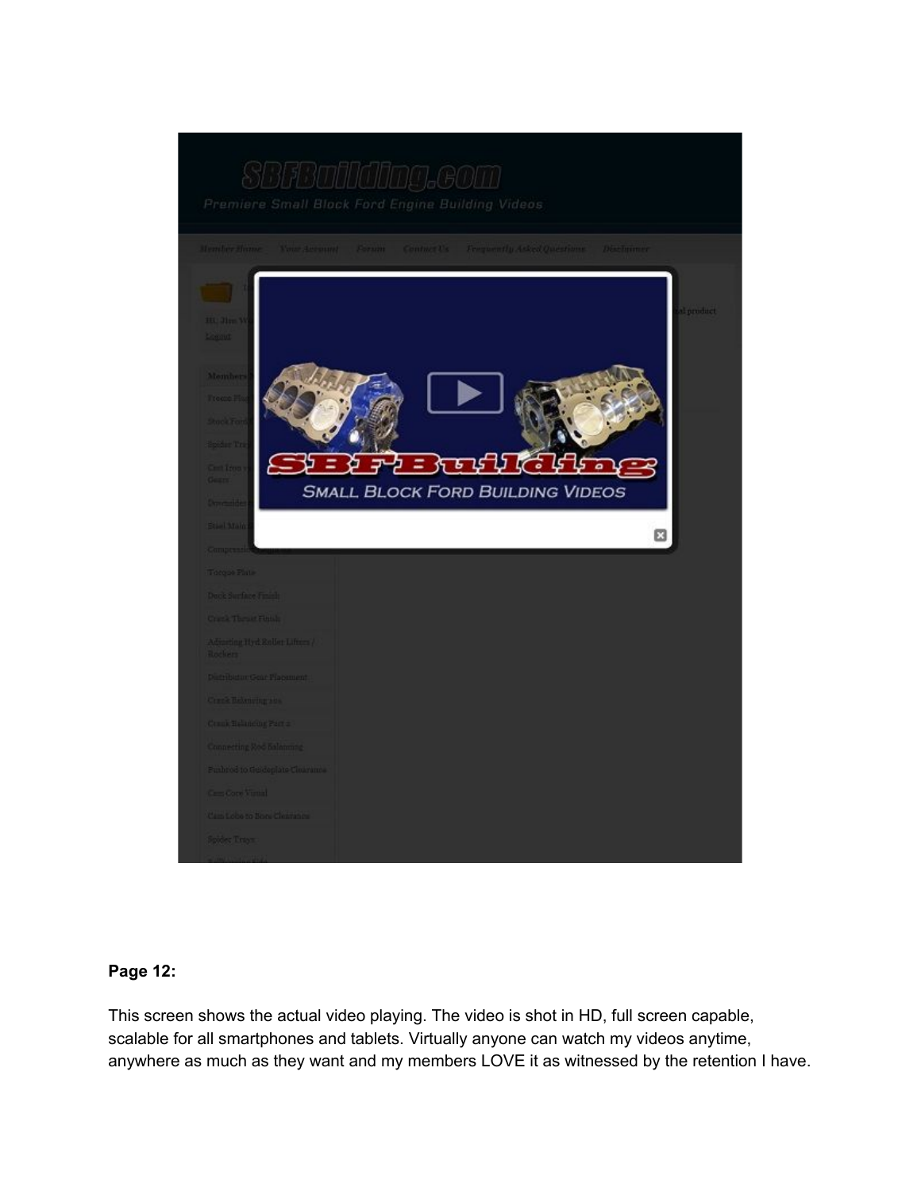**Page 12:**

This screen shows the actual video playing. The video is shot in HD, full screen capable, scalable for all smartphones and tablets. Virtually anyone can watch my videos anytime, anywhere as much as they want and my members LOVE it as witnessed by the retention I have.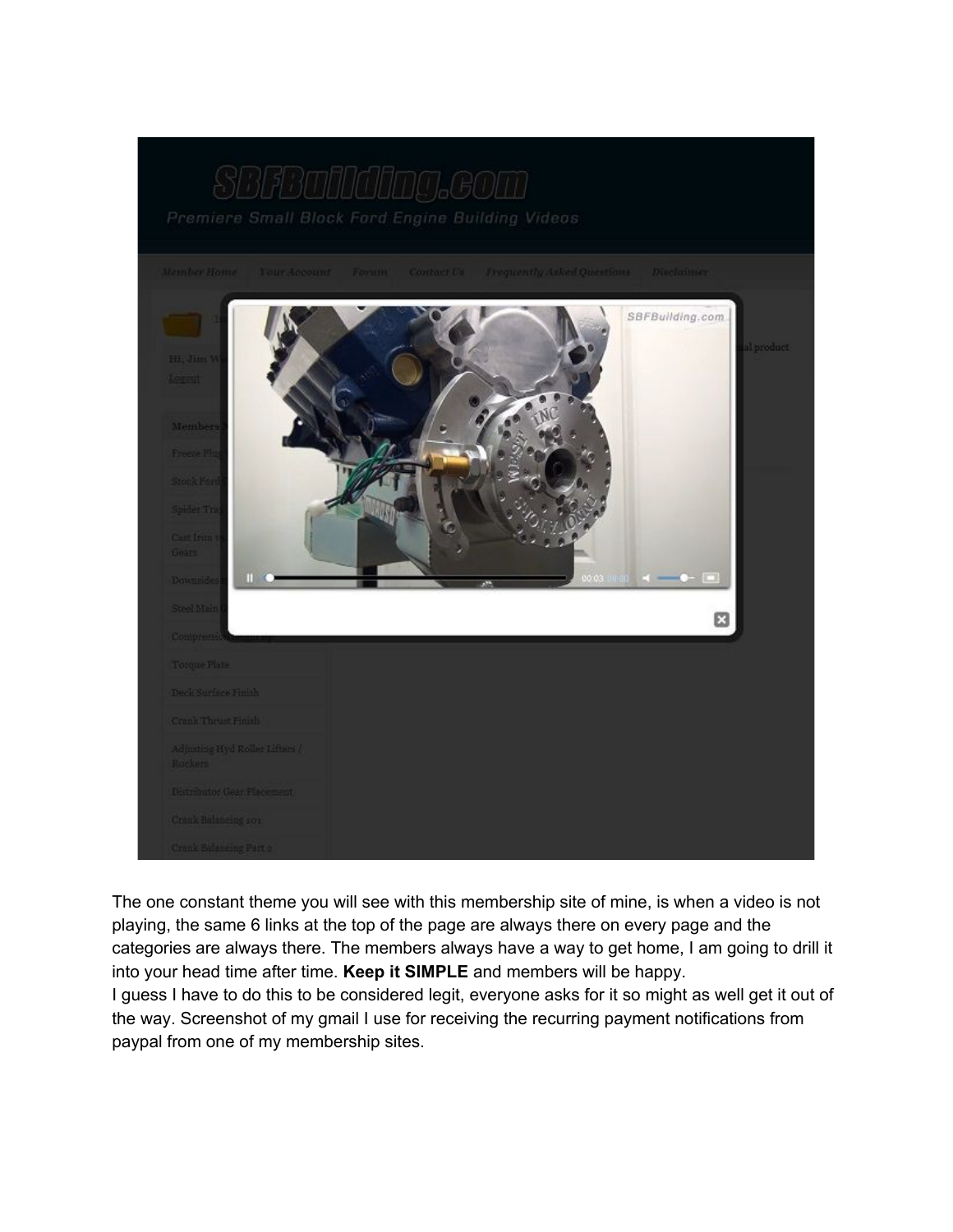The one constant theme you will see with this membership site of mine, is when a video is not playing, the same 6 links at the top of the page are always there on every page and the categories are always there. The members always have a way to get home, I am going to drill it into your head time after time. **Keep it SIMPLE** and members will be happy.

I guess I have to do this to be considered legit, everyone asks for it so might as well get it out of the way. Screenshot of my gmail I use for receiving the recurring payment notifications from paypal from one of my membership sites.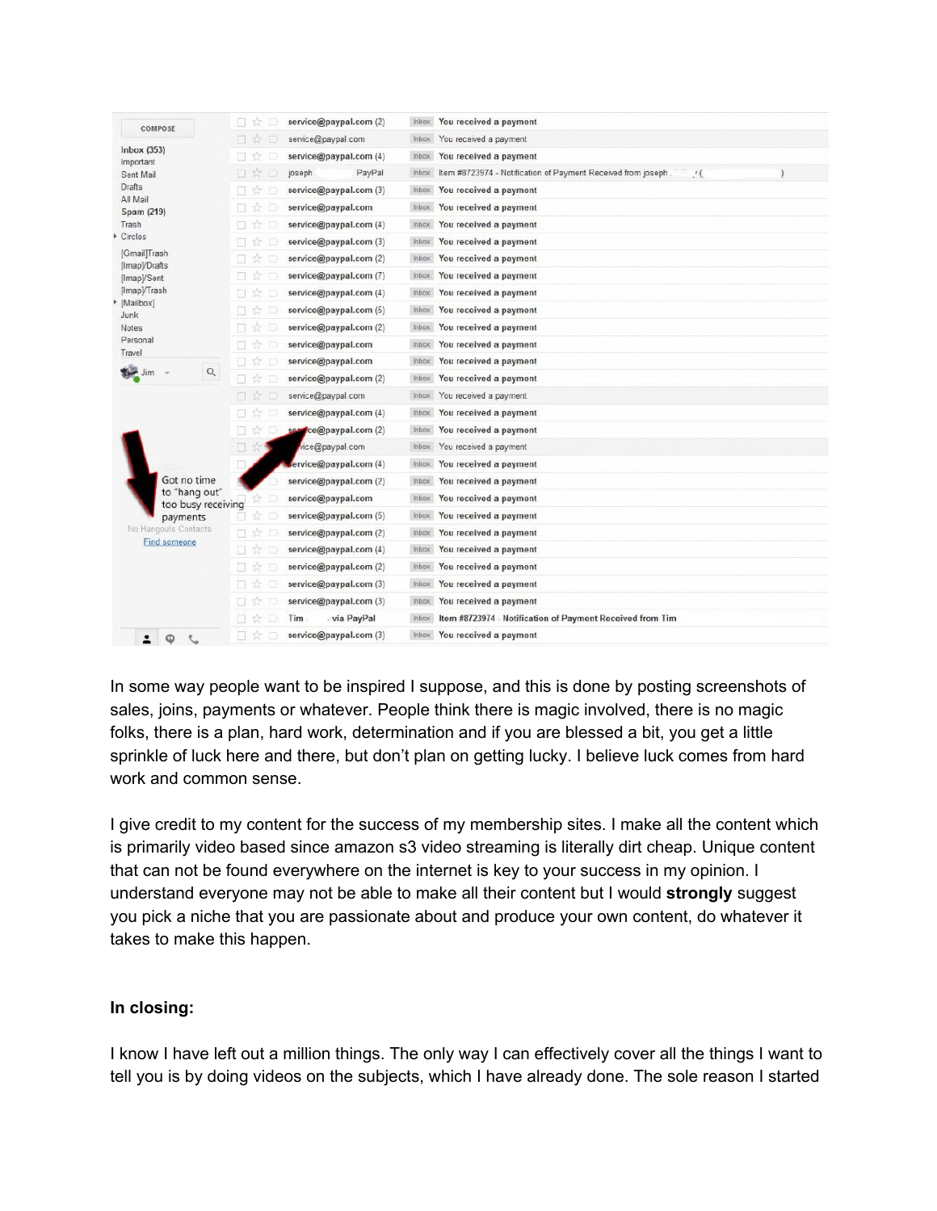In some way people want to be inspired I suppose, and this is done by posting screenshots of sales, joins, payments or whatever. People think there is magic involved, there is no magic folks, there is a plan, hard work, determination and if you are blessed a bit, you get a little sprinkle of luck here and there, but don't plan on getting lucky. I believe luck comes from hard work and common sense.

I give credit to my content for the success of my membership sites. I make all the content which is primarily video based since amazon s3 video streaming is literally dirt cheap. Unique content that can not be found everywhere on the internet is key to your success in my opinion. I understand everyone may not be able to make all their content but I would **strongly** suggest you pick a niche that you are passionate about and produce your own content, do whatever it takes to make this happen.

**In closing:**

I know I have left out a million things. The only way I can effectively cover all the things I want to tell you is by doing videos on the subjects, which I have already done. The sole reason I started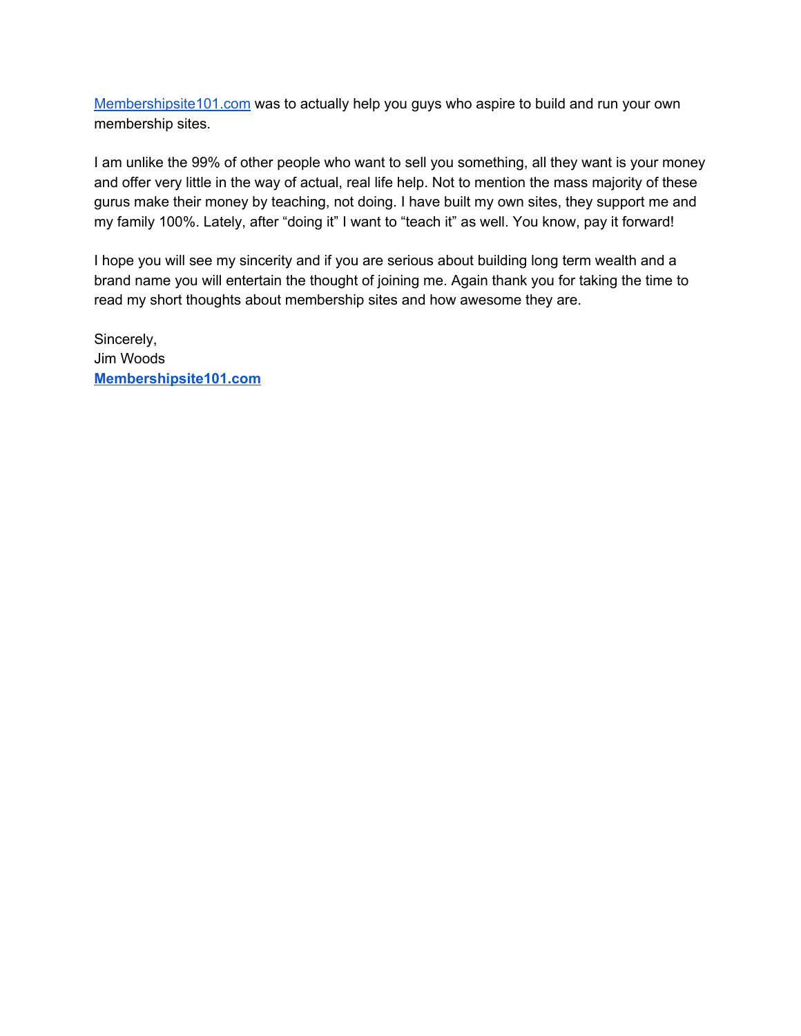Membershipsite101.com was to actually help you guys who aspire to build and run your own membership sites.

I am unlike the 99% of other people who want to sell you something, all they want is your money and offer very little in the way of actual, real life help. Not to mention the mass majority of these gurus make their money by teaching, not doing. I have built my own sites, they support me and my family 100%. Lately, after "doing it" I want to "teach it" as well. You know, pay it forward!

I hope you will see my sincerity and if you are serious about building long term wealth and a brand name you will entertain the thought of joining me. Again thank you for taking the time to read my short thoughts about membership sites and how awesome they are.

Sincerely,
Jim Woods
**Membershipsite101.com**